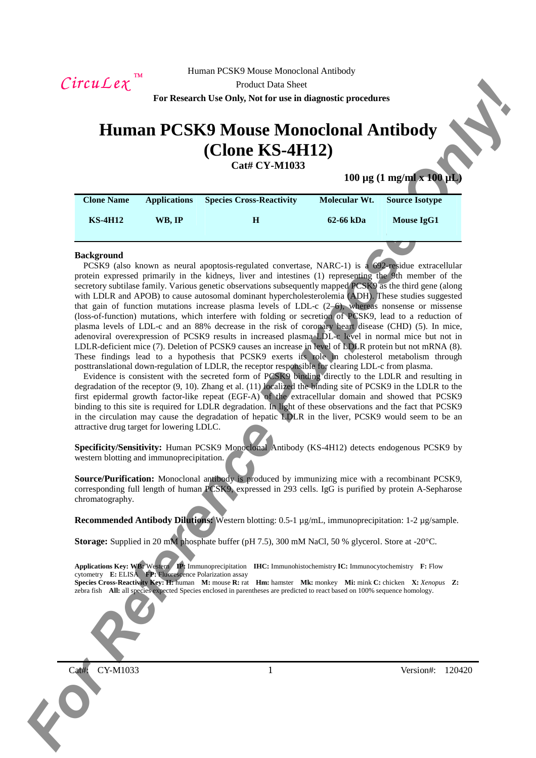CircuLex™

Human PCSK9 Mouse Monoclonal Antibody
Product Data Sheet
**For Research Use Only, Not for use in diagnostic procedures**

# Human PCSK9 Mouse Monoclonal Antibody (Clone KS-4H12)

**Cat# CY-M1033**

**100 µg (1 mg/ml x 100 µL)**

| Clone Name | Applications | Species Cross-Reactivity | Molecular Wt. | Source Isotype |
|---|---|---|---|---|
| KS-4H12 | WB, IP | H | 62-66 kDa | Mouse IgG1 |

## Background

PCSK9 (also known as neural apoptosis-regulated convertase, NARC-1) is a 692-residue extracellular protein expressed primarily in the kidneys, liver and intestines (1) representing the 9th member of the secretory subtilase family. Various genetic observations subsequently mapped PCSK9 as the third gene (along with LDLR and APOB) to cause autosomal dominant hypercholesterolemia (ADH). These studies suggested that gain of function mutations increase plasma levels of LDL-c (2–6), whereas nonsense or missense (loss-of-function) mutations, which interfere with folding or secretion of PCSK9, lead to a reduction of plasma levels of LDL-c and an 88% decrease in the risk of coronary heart disease (CHD) (5). In mice, adenoviral overexpression of PCSK9 results in increased plasma LDL-c level in normal mice but not in LDLR-deficient mice (7). Deletion of PCSK9 causes an increase in level of LDLR protein but not mRNA (8). These findings lead to a hypothesis that PCSK9 exerts its role in cholesterol metabolism through posttranslational down-regulation of LDLR, the receptor responsible for clearing LDL-c from plasma.

Evidence is consistent with the secreted form of PCSK9 binding directly to the LDLR and resulting in degradation of the receptor (9, 10). Zhang et al. (11) localized the binding site of PCSK9 in the LDLR to the first epidermal growth factor-like repeat (EGF-A) of the extracellular domain and showed that PCSK9 binding to this site is required for LDLR degradation. In light of these observations and the fact that PCSK9 in the circulation may cause the degradation of hepatic LDLR in the liver, PCSK9 would seem to be an attractive drug target for lowering LDLC.

**Specificity/Sensitivity:** Human PCSK9 Monoclonal Antibody (KS-4H12) detects endogenous PCSK9 by western blotting and immunoprecipitation.

**Source/Purification:** Monoclonal antibody is produced by immunizing mice with a recombinant PCSK9, corresponding full length of human PCSK9, expressed in 293 cells. IgG is purified by protein A-Sepharose chromatography.

**Recommended Antibody Dilutions:** Western blotting: 0.5-1 µg/mL, immunoprecipitation: 1-2 µg/sample.

**Storage:** Supplied in 20 mM phosphate buffer (pH 7.5), 300 mM NaCl, 50 % glycerol. Store at -20°C.

**Applications Key: WB:** Western **IP:** Immunoprecipitation **IHC:** Immunohistochemistry **IC:** Immunocytochemistry **F:** Flow cytometry **E:** ELISA **FP:** Fluorescence Polarization assay
**Species Cross-Reactivity Key: H:** human **M:** mouse **R:** rat **Hm:** hamster **Mk:** monkey **Mi:** mink **C:** chicken **X:** *Xenopus* **Z:** zebra fish **All:** all species expected Species enclosed in parentheses are predicted to react based on 100% sequence homology.

For Reference Purpose Only!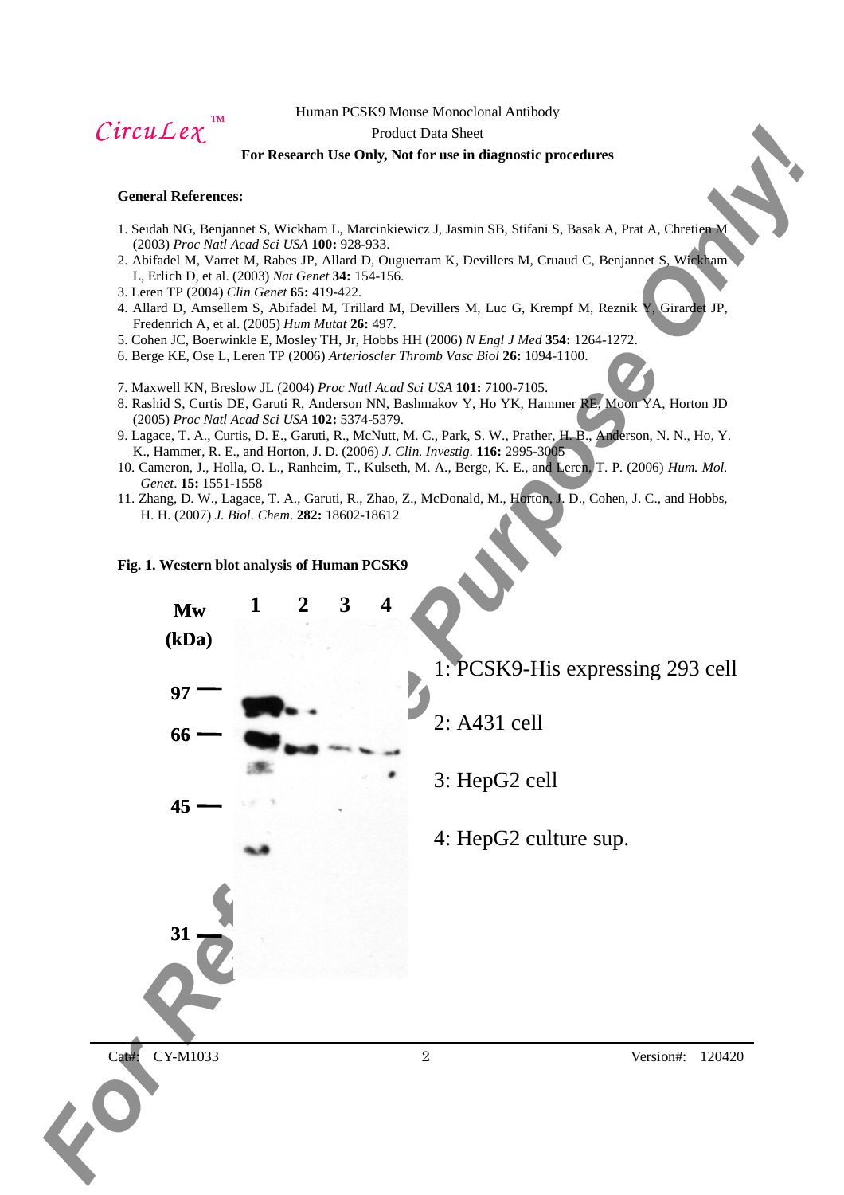**General References:**

1. Seidah NG, Benjannet S, Wickham L, Marcinkiewicz J, Jasmin SB, Stifani S, Basak A, Prat A, Chretien M (2003) *Proc Natl Acad Sci USA* **100:** 928-933.
2. Abifadel M, Varret M, Rabes JP, Allard D, Ouguerram K, Devillers M, Cruaud C, Benjannet S, Wickham L, Erlich D, et al. (2003) *Nat Genet* **34:** 154-156.
3. Leren TP (2004) *Clin Genet* **65:** 419-422.
4. Allard D, Amsellem S, Abifadel M, Trillard M, Devillers M, Luc G, Krempf M, Reznik Y, Girardet JP, Fredenrich A, et al. (2005) *Hum Mutat* **26:** 497.
5. Cohen JC, Boerwinkle E, Mosley TH, Jr, Hobbs HH (2006) *N Engl J Med* **354:** 1264-1272.
6. Berge KE, Ose L, Leren TP (2006) *Arterioscler Thromb Vasc Biol* **26:** 1094-1100.
7. Maxwell KN, Breslow JL (2004) *Proc Natl Acad Sci USA* **101:** 7100-7105.
8. Rashid S, Curtis DE, Garuti R, Anderson NN, Bashmakov Y, Ho YK, Hammer RE, Moon YA, Horton JD (2005) *Proc Natl Acad Sci USA* **102:** 5374-5379.
9. Lagace, T. A., Curtis, D. E., Garuti, R., McNutt, M. C., Park, S. W., Prather, H. B., Anderson, N. N., Ho, Y. K., Hammer, R. E., and Horton, J. D. (2006) *J. Clin. Investig.* **116:** 2995-3005
10. Cameron, J., Holla, O. L., Ranheim, T., Kulseth, M. A., Berge, K. E., and Leren, T. P. (2006) *Hum. Mol. Genet*. **15:** 1551-1558
11. Zhang, D. W., Lagace, T. A., Garuti, R., Zhao, Z., McDonald, M., Horton, J. D., Cohen, J. C., and Hobbs, H. H. (2007) *J. Biol. Chem*. **282:** 18602-18612

**Fig. 1. Western blot analysis of Human PCSK9**

Mw (kDa): 97, 66, 45, 31

Lanes: 1, 2, 3, 4

1: PCSK9-His expressing 293 cell

2: A431 cell

3: HepG2 cell

4: HepG2 culture sup.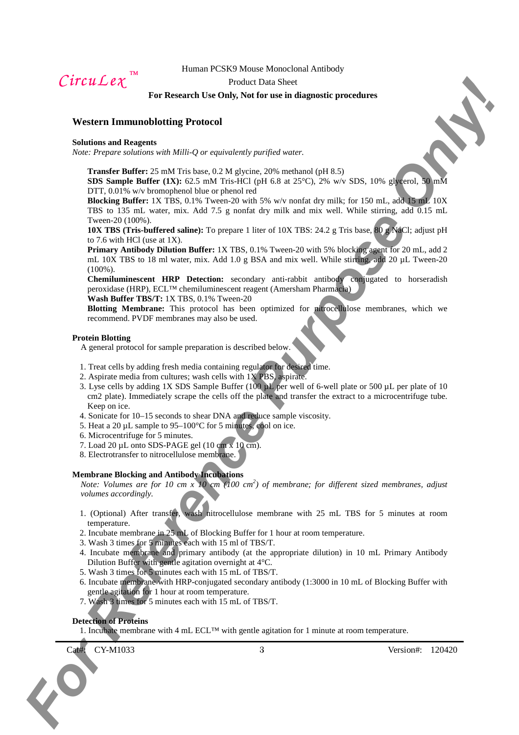## Western Immunoblotting Protocol

### Solutions and Reagents

*Note: Prepare solutions with Milli-Q or equivalently purified water.*

**Transfer Buffer:** 25 mM Tris base, 0.2 M glycine, 20% methanol (pH 8.5)
**SDS Sample Buffer (1X):** 62.5 mM Tris-HCl (pH 6.8 at 25°C), 2% w/v SDS, 10% glycerol, 50 mM DTT, 0.01% w/v bromophenol blue or phenol red
**Blocking Buffer:** 1X TBS, 0.1% Tween-20 with 5% w/v nonfat dry milk; for 150 mL, add 15 mL 10X TBS to 135 mL water, mix. Add 7.5 g nonfat dry milk and mix well. While stirring, add 0.15 mL Tween-20 (100%).
**10X TBS (Tris-buffered saline):** To prepare 1 liter of 10X TBS: 24.2 g Tris base, 80 g NaCl; adjust pH to 7.6 with HCl (use at 1X).
**Primary Antibody Dilution Buffer:** 1X TBS, 0.1% Tween-20 with 5% blocking agent for 20 mL, add 2 mL 10X TBS to 18 ml water, mix. Add 1.0 g BSA and mix well. While stirring, add 20 µL Tween-20 (100%).
**Chemiluminescent HRP Detection:** secondary anti-rabbit antibody conjugated to horseradish peroxidase (HRP), ECL™ chemiluminescent reagent (Amersham Pharmacia)
**Wash Buffer TBS/T:** 1X TBS, 0.1% Tween-20
**Blotting Membrane:** This protocol has been optimized for nitrocellulose membranes, which we recommend. PVDF membranes may also be used.

### Protein Blotting

A general protocol for sample preparation is described below.

1. Treat cells by adding fresh media containing regulator for desired time.
2. Aspirate media from cultures; wash cells with 1X PBS, aspirate.
3. Lyse cells by adding 1X SDS Sample Buffer (100 µL per well of 6-well plate or 500 µL per plate of 10 cm2 plate). Immediately scrape the cells off the plate and transfer the extract to a microcentrifuge tube. Keep on ice.
4. Sonicate for 10–15 seconds to shear DNA and reduce sample viscosity.
5. Heat a 20 µL sample to 95–100°C for 5 minutes, cool on ice.
6. Microcentrifuge for 5 minutes.
7. Load 20 µL onto SDS-PAGE gel (10 cm x 10 cm).
8. Electrotransfer to nitrocellulose membrane.

### Membrane Blocking and Antibody Incubations

*Note: Volumes are for 10 cm x 10 cm (100 cm$^2$) of membrane; for different sized membranes, adjust volumes accordingly.*

1. (Optional) After transfer, wash nitrocellulose membrane with 25 mL TBS for 5 minutes at room temperature.
2. Incubate membrane in 25 mL of Blocking Buffer for 1 hour at room temperature.
3. Wash 3 times for 5 minutes each with 15 ml of TBS/T.
4. Incubate membrane and primary antibody (at the appropriate dilution) in 10 mL Primary Antibody Dilution Buffer with gentle agitation overnight at 4°C.
5. Wash 3 times for 5 minutes each with 15 mL of TBS/T.
6. Incubate membrane with HRP-conjugated secondary antibody (1:3000 in 10 mL of Blocking Buffer with gentle agitation for 1 hour at room temperature.
7. Wash 3 times for 5 minutes each with 15 mL of TBS/T.

### Detection of Proteins

1. Incubate membrane with 4 mL ECL™ with gentle agitation for 1 minute at room temperature.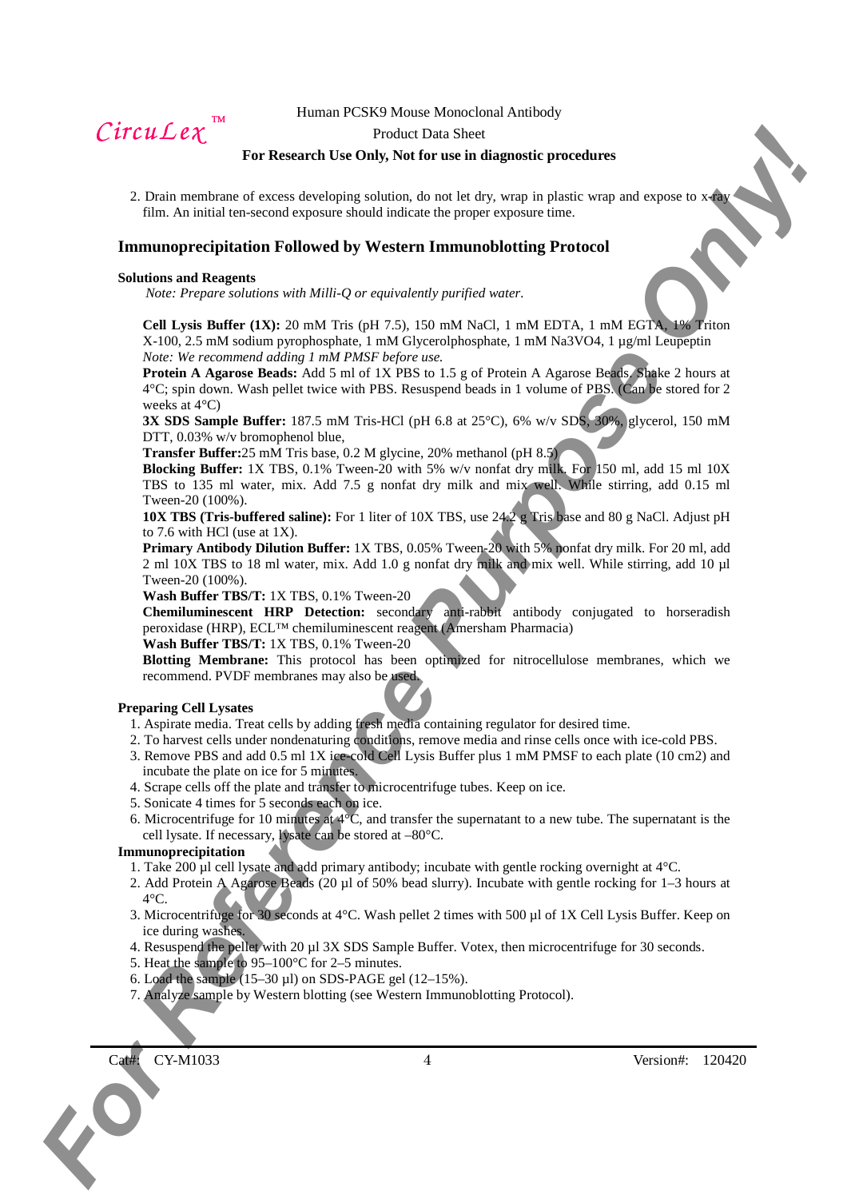2. Drain membrane of excess developing solution, do not let dry, wrap in plastic wrap and expose to x-ray film. An initial ten-second exposure should indicate the proper exposure time.

## Immunoprecipitation Followed by Western Immunoblotting Protocol

### Solutions and Reagents

*Note: Prepare solutions with Milli-Q or equivalently purified water.*

**Cell Lysis Buffer (1X):** 20 mM Tris (pH 7.5), 150 mM NaCl, 1 mM EDTA, 1 mM EGTA, 1% Triton X-100, 2.5 mM sodium pyrophosphate, 1 mM Glycerolphosphate, 1 mM $Na_3VO_4$, 1 µg/ml Leupeptin
*Note: We recommend adding 1 mM PMSF before use.*

**Protein A Agarose Beads:** Add 5 ml of 1X PBS to 1.5 g of Protein A Agarose Beads. Shake 2 hours at 4°C; spin down. Wash pellet twice with PBS. Resuspend beads in 1 volume of PBS. (Can be stored for 2 weeks at 4°C)

**3X SDS Sample Buffer:** 187.5 mM Tris-HCl (pH 6.8 at 25°C), 6% w/v SDS, 30% glycerol, 150 mM DTT, 0.03% w/v bromophenol blue,

**Transfer Buffer:** 25 mM Tris base, 0.2 M glycine, 20% methanol (pH 8.5)

**Blocking Buffer:** 1X TBS, 0.1% Tween-20 with 5% w/v nonfat dry milk. For 150 ml, add 15 ml 10X TBS to 135 ml water, mix. Add 7.5 g nonfat dry milk and mix well. While stirring, add 0.15 ml Tween-20 (100%).

**10X TBS (Tris-buffered saline):** For 1 liter of 10X TBS, use 24.2 g Tris base and 80 g NaCl. Adjust pH to 7.6 with HCl (use at 1X).

**Primary Antibody Dilution Buffer:** 1X TBS, 0.05% Tween-20 with 5% nonfat dry milk. For 20 ml, add 2 ml 10X TBS to 18 ml water, mix. Add 1.0 g nonfat dry milk and mix well. While stirring, add 10 µl Tween-20 (100%).

**Wash Buffer TBS/T:** 1X TBS, 0.1% Tween-20

**Chemiluminescent HRP Detection:** secondary anti-rabbit antibody conjugated to horseradish peroxidase (HRP), ECL™ chemiluminescent reagent (Amersham Pharmacia)

**Wash Buffer TBS/T:** 1X TBS, 0.1% Tween-20

**Blotting Membrane:** This protocol has been optimized for nitrocellulose membranes, which we recommend. PVDF membranes may also be used.

### Preparing Cell Lysates

1. Aspirate media. Treat cells by adding fresh media containing regulator for desired time.
2. To harvest cells under nondenaturing conditions, remove media and rinse cells once with ice-cold PBS.
3. Remove PBS and add 0.5 ml 1X ice-cold Cell Lysis Buffer plus 1 mM PMSF to each plate (10 cm2) and incubate the plate on ice for 5 minutes.
4. Scrape cells off the plate and transfer to microcentrifuge tubes. Keep on ice.
5. Sonicate 4 times for 5 seconds each on ice.
6. Microcentrifuge for 10 minutes at 4°C, and transfer the supernatant to a new tube. The supernatant is the cell lysate. If necessary, lysate can be stored at –80°C.

### Immunoprecipitation

1. Take 200 µl cell lysate and add primary antibody; incubate with gentle rocking overnight at 4°C.
2. Add Protein A Agarose Beads (20 µl of 50% bead slurry). Incubate with gentle rocking for 1–3 hours at 4°C.
3. Microcentrifuge for 30 seconds at 4°C. Wash pellet 2 times with 500 µl of 1X Cell Lysis Buffer. Keep on ice during washes.
4. Resuspend the pellet with 20 µl 3X SDS Sample Buffer. Votex, then microcentrifuge for 30 seconds.
5. Heat the sample to 95–100°C for 2–5 minutes.
6. Load the sample (15–30 µl) on SDS-PAGE gel (12–15%).
7. Analyze sample by Western blotting (see Western Immunoblotting Protocol).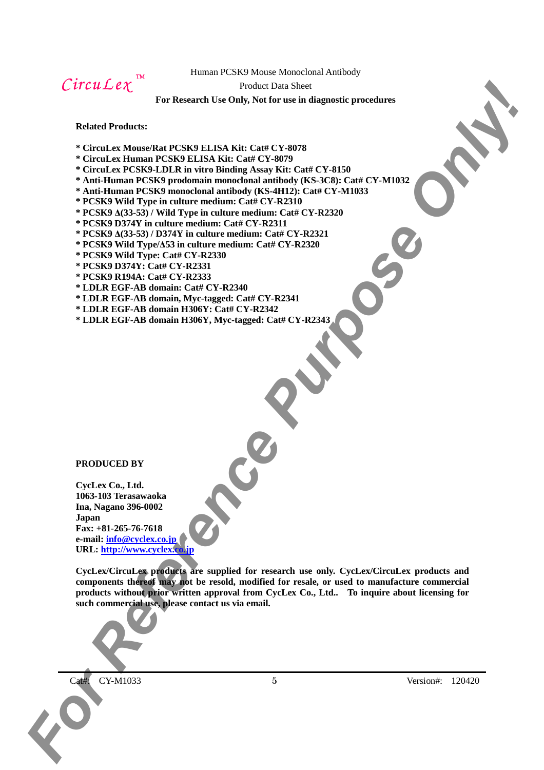**Related Products:**

* **CircuLex Mouse/Rat PCSK9 ELISA Kit: Cat# CY-8078**
* **CircuLex Human PCSK9 ELISA Kit: Cat# CY-8079**
* **CircuLex PCSK9-LDLR in vitro Binding Assay Kit: Cat# CY-8150**
* **Anti-Human PCSK9 prodomain monoclonal antibody (KS-3C8): Cat# CY-M1032**
* **Anti-Human PCSK9 monoclonal antibody (KS-4H12): Cat# CY-M1033**
* **PCSK9 Wild Type in culture medium: Cat# CY-R2310**
* **PCSK9 Δ(33-53) / Wild Type in culture medium: Cat# CY-R2320**
* **PCSK9 D374Y in culture medium: Cat# CY-R2311**
* **PCSK9 Δ(33-53) / D374Y in culture medium: Cat# CY-R2321**
* **PCSK9 Wild Type/Δ53 in culture medium: Cat# CY-R2320**
* **PCSK9 Wild Type: Cat# CY-R2330**
* **PCSK9 D374Y: Cat# CY-R2331**
* **PCSK9 R194A: Cat# CY-R2333**
* **LDLR EGF-AB domain: Cat# CY-R2340**
* **LDLR EGF-AB domain, Myc-tagged: Cat# CY-R2341**
* **LDLR EGF-AB domain H306Y: Cat# CY-R2342**
* **LDLR EGF-AB domain H306Y, Myc-tagged: Cat# CY-R2343**

**PRODUCED BY**

**CycLex Co., Ltd.**
**1063-103 Terasawaoka**
**Ina, Nagano 396-0002**
**Japan**
**Fax: +81-265-76-7618**
**e-mail: info@cyclex.co.jp**
**URL: http://www.cyclex.co.jp**

**CycLex/CircuLex products are supplied for research use only. CycLex/CircuLex products and components thereof may not be resold, modified for resale, or used to manufacture commercial products without prior written approval from CycLex Co., Ltd.. To inquire about licensing for such commercial use, please contact us via email.**

**For Reference Purpose Only!**